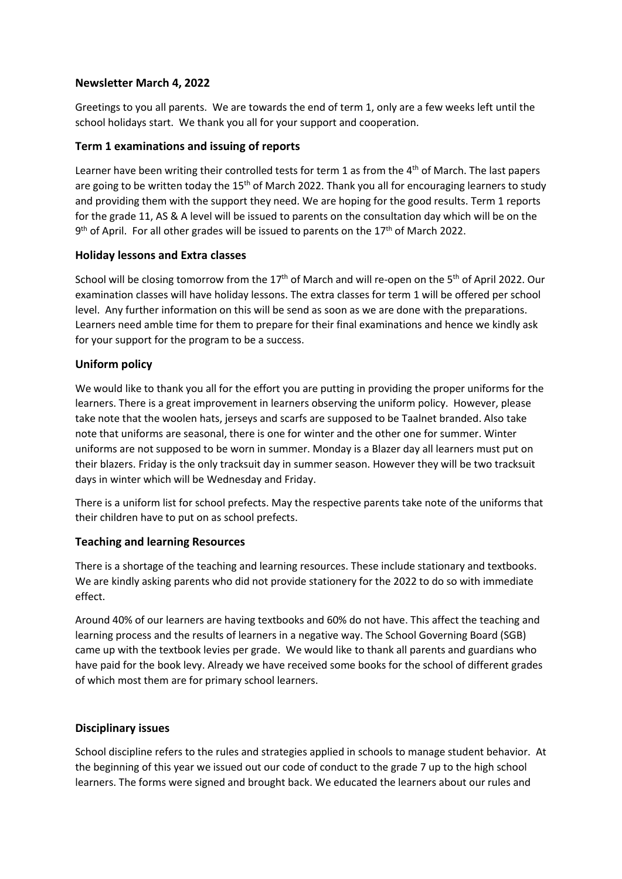## Newsletter March 4, 2022

Greetings to you all parents. We are towards the end of term 1, only are a few weeks left until the school holidays start. We thank you all for your support and cooperation.

### Term 1 examinations and issuing of reports

Learner have been writing their controlled tests for term 1 as from the 4th of March. The last papers are going to be written today the 15th of March 2022. Thank you all for encouraging learners to study and providing them with the support they need. We are hoping for the good results. Term 1 reports for the grade 11, AS & A level will be issued to parents on the consultation day which will be on the 9th of April. For all other grades will be issued to parents on the 17th of March 2022.

### Holiday lessons and Extra classes

School will be closing tomorrow from the 17th of March and will re-open on the 5th of April 2022. Our examination classes will have holiday lessons. The extra classes for term 1 will be offered per school level. Any further information on this will be send as soon as we are done with the preparations. Learners need amble time for them to prepare for their final examinations and hence we kindly ask for your support for the program to be a success.

### Uniform policy

We would like to thank you all for the effort you are putting in providing the proper uniforms for the learners. There is a great improvement in learners observing the uniform policy. However, please take note that the woolen hats, jerseys and scarfs are supposed to be Taalnet branded. Also take note that uniforms are seasonal, there is one for winter and the other one for summer. Winter uniforms are not supposed to be worn in summer. Monday is a Blazer day all learners must put on their blazers. Friday is the only tracksuit day in summer season. However they will be two tracksuit days in winter which will be Wednesday and Friday.

There is a uniform list for school prefects. May the respective parents take note of the uniforms that their children have to put on as school prefects.

### Teaching and learning Resources

There is a shortage of the teaching and learning resources. These include stationary and textbooks. We are kindly asking parents who did not provide stationery for the 2022 to do so with immediate effect.

Around 40% of our learners are having textbooks and 60% do not have. This affect the teaching and learning process and the results of learners in a negative way. The School Governing Board (SGB) came up with the textbook levies per grade. We would like to thank all parents and guardians who have paid for the book levy. Already we have received some books for the school of different grades of which most them are for primary school learners.

### Disciplinary issues

School discipline refers to the rules and strategies applied in schools to manage student behavior. At the beginning of this year we issued out our code of conduct to the grade 7 up to the high school learners. The forms were signed and brought back. We educated the learners about our rules and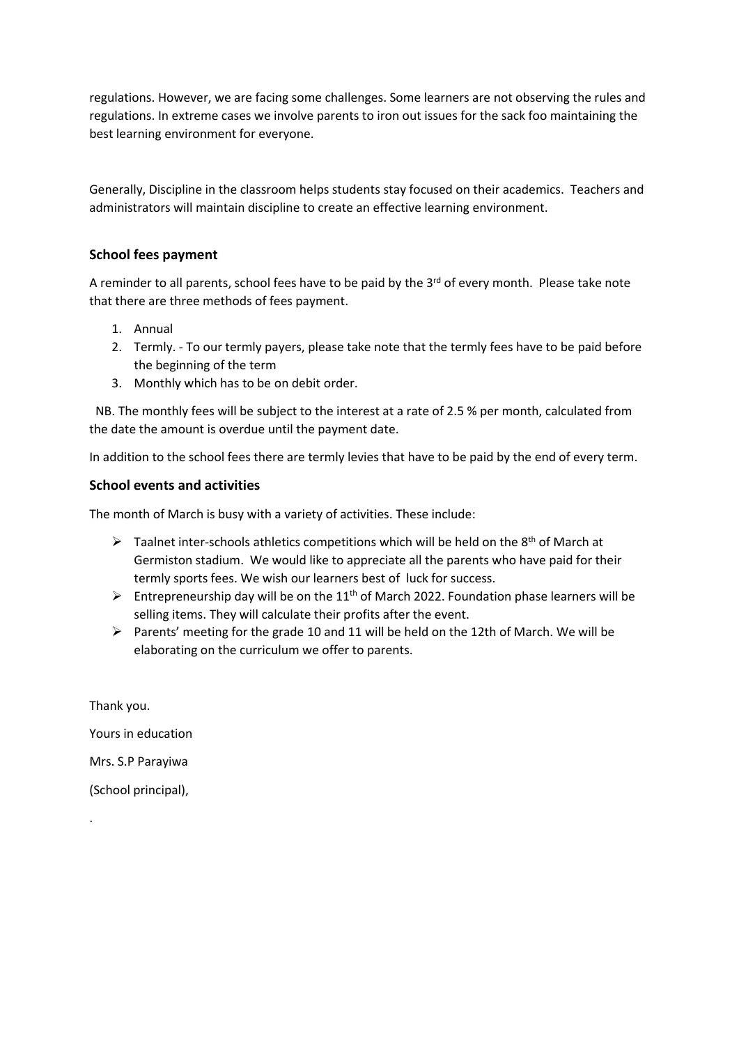regulations. However, we are facing some challenges. Some learners are not observing the rules and regulations. In extreme cases we involve parents to iron out issues for the sack foo maintaining the best learning environment for everyone.

Generally, Discipline in the classroom helps students stay focused on their academics. Teachers and administrators will maintain discipline to create an effective learning environment.

### School fees payment

A reminder to all parents, school fees have to be paid by the 3rd of every month. Please take note that there are three methods of fees payment.

1. Annual
2. Termly. - To our termly payers, please take note that the termly fees have to be paid before the beginning of the term
3. Monthly which has to be on debit order.

NB. The monthly fees will be subject to the interest at a rate of 2.5 % per month, calculated from the date the amount is overdue until the payment date.

In addition to the school fees there are termly levies that have to be paid by the end of every term.

### School events and activities

The month of March is busy with a variety of activities. These include:

- Taalnet inter-schools athletics competitions which will be held on the 8th of March at Germiston stadium. We would like to appreciate all the parents who have paid for their termly sports fees. We wish our learners best of luck for success.
- Entrepreneurship day will be on the 11th of March 2022. Foundation phase learners will be selling items. They will calculate their profits after the event.
- Parents' meeting for the grade 10 and 11 will be held on the 12th of March. We will be elaborating on the curriculum we offer to parents.

Thank you.

Yours in education

Mrs. S.P Parayiwa

(School principal),

.